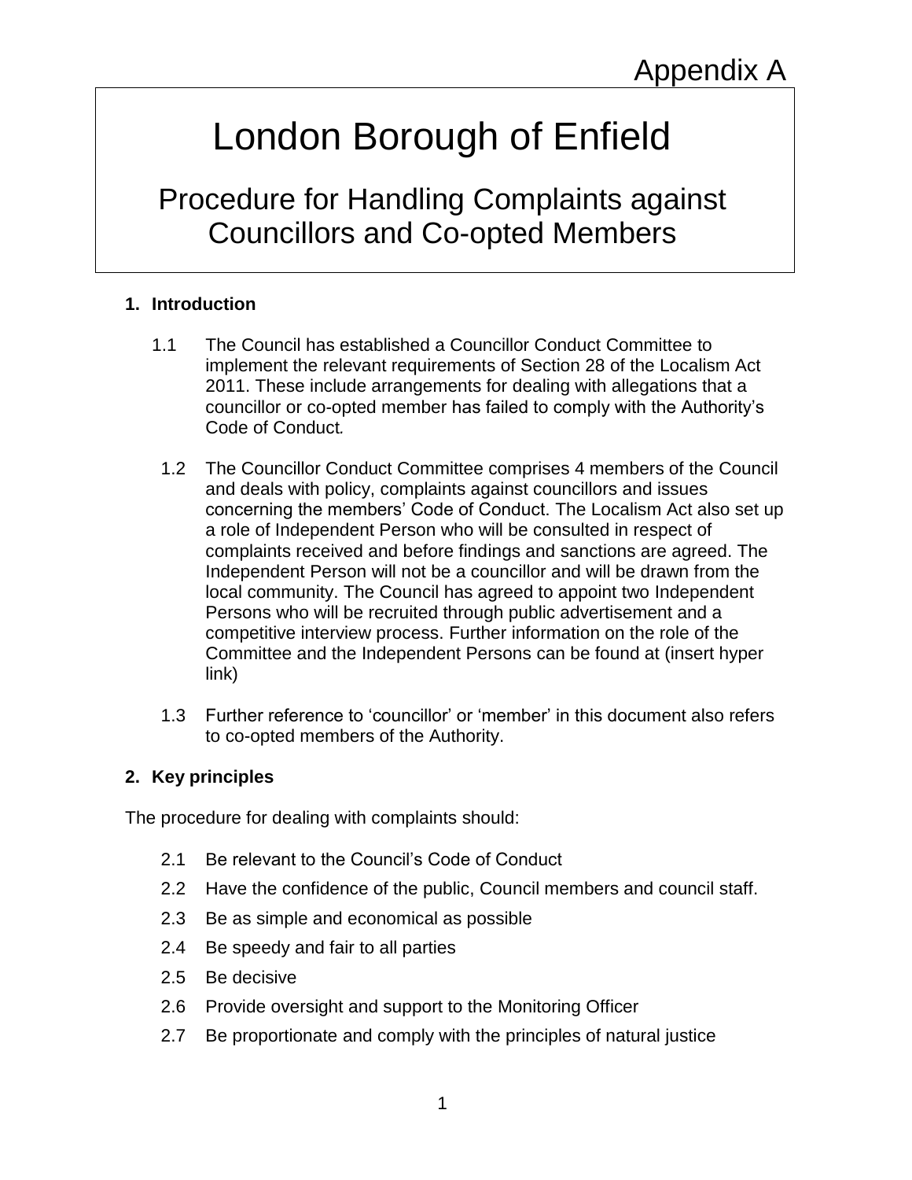Appendix A

# London Borough of Enfield

## Procedure for Handling Complaints against Councillors and Co-opted Members

### 1. Introduction

1.1 The Council has established a Councillor Conduct Committee to implement the relevant requirements of Section 28 of the Localism Act 2011. These include arrangements for dealing with allegations that a councillor or co-opted member has failed to comply with the Authority's Code of Conduct*.*

1.2 The Councillor Conduct Committee comprises 4 members of the Council and deals with policy, complaints against councillors and issues concerning the members' Code of Conduct. The Localism Act also set up a role of Independent Person who will be consulted in respect of complaints received and before findings and sanctions are agreed. The Independent Person will not be a councillor and will be drawn from the local community. The Council has agreed to appoint two Independent Persons who will be recruited through public advertisement and a competitive interview process. Further information on the role of the Committee and the Independent Persons can be found at (insert hyper link)

1.3 Further reference to 'councillor' or 'member' in this document also refers to co-opted members of the Authority.

### 2. Key principles

The procedure for dealing with complaints should:

2.1 Be relevant to the Council's Code of Conduct

2.2 Have the confidence of the public, Council members and council staff.

2.3 Be as simple and economical as possible

2.4 Be speedy and fair to all parties

2.5 Be decisive

2.6 Provide oversight and support to the Monitoring Officer

2.7 Be proportionate and comply with the principles of natural justice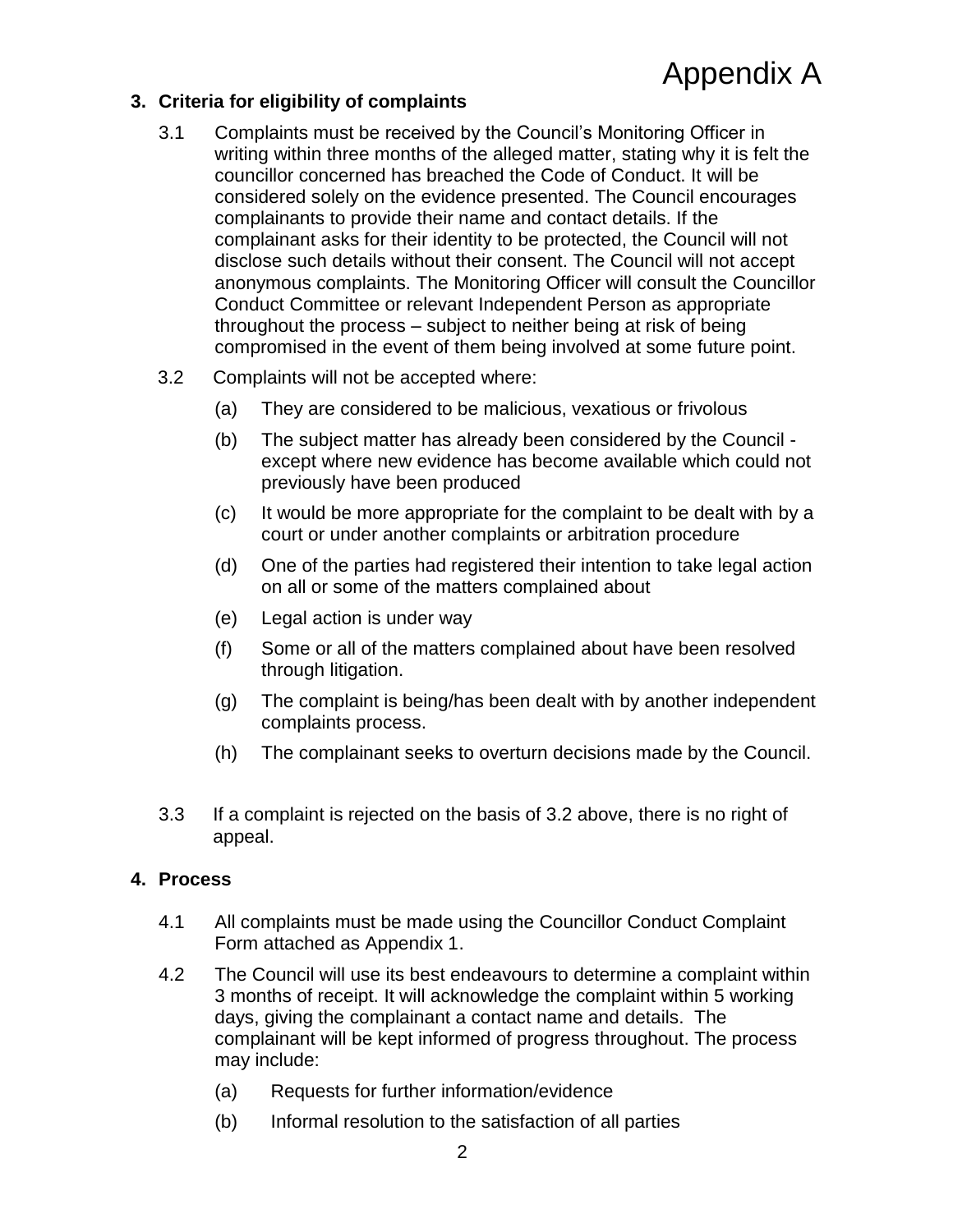Appendix A

## 3. Criteria for eligibility of complaints

3.1 Complaints must be received by the Council's Monitoring Officer in writing within three months of the alleged matter, stating why it is felt the councillor concerned has breached the Code of Conduct. It will be considered solely on the evidence presented. The Council encourages complainants to provide their name and contact details. If the complainant asks for their identity to be protected, the Council will not disclose such details without their consent. The Council will not accept anonymous complaints. The Monitoring Officer will consult the Councillor Conduct Committee or relevant Independent Person as appropriate throughout the process – subject to neither being at risk of being compromised in the event of them being involved at some future point.

3.2 Complaints will not be accepted where:

- (a) They are considered to be malicious, vexatious or frivolous
- (b) The subject matter has already been considered by the Council - except where new evidence has become available which could not previously have been produced
- (c) It would be more appropriate for the complaint to be dealt with by a court or under another complaints or arbitration procedure
- (d) One of the parties had registered their intention to take legal action on all or some of the matters complained about
- (e) Legal action is under way
- (f) Some or all of the matters complained about have been resolved through litigation.
- (g) The complaint is being/has been dealt with by another independent complaints process.
- (h) The complainant seeks to overturn decisions made by the Council.

3.3 If a complaint is rejected on the basis of 3.2 above, there is no right of appeal.

## 4. Process

4.1 All complaints must be made using the Councillor Conduct Complaint Form attached as Appendix 1.

4.2 The Council will use its best endeavours to determine a complaint within 3 months of receipt. It will acknowledge the complaint within 5 working days, giving the complainant a contact name and details. The complainant will be kept informed of progress throughout. The process may include:

- (a) Requests for further information/evidence
- (b) Informal resolution to the satisfaction of all parties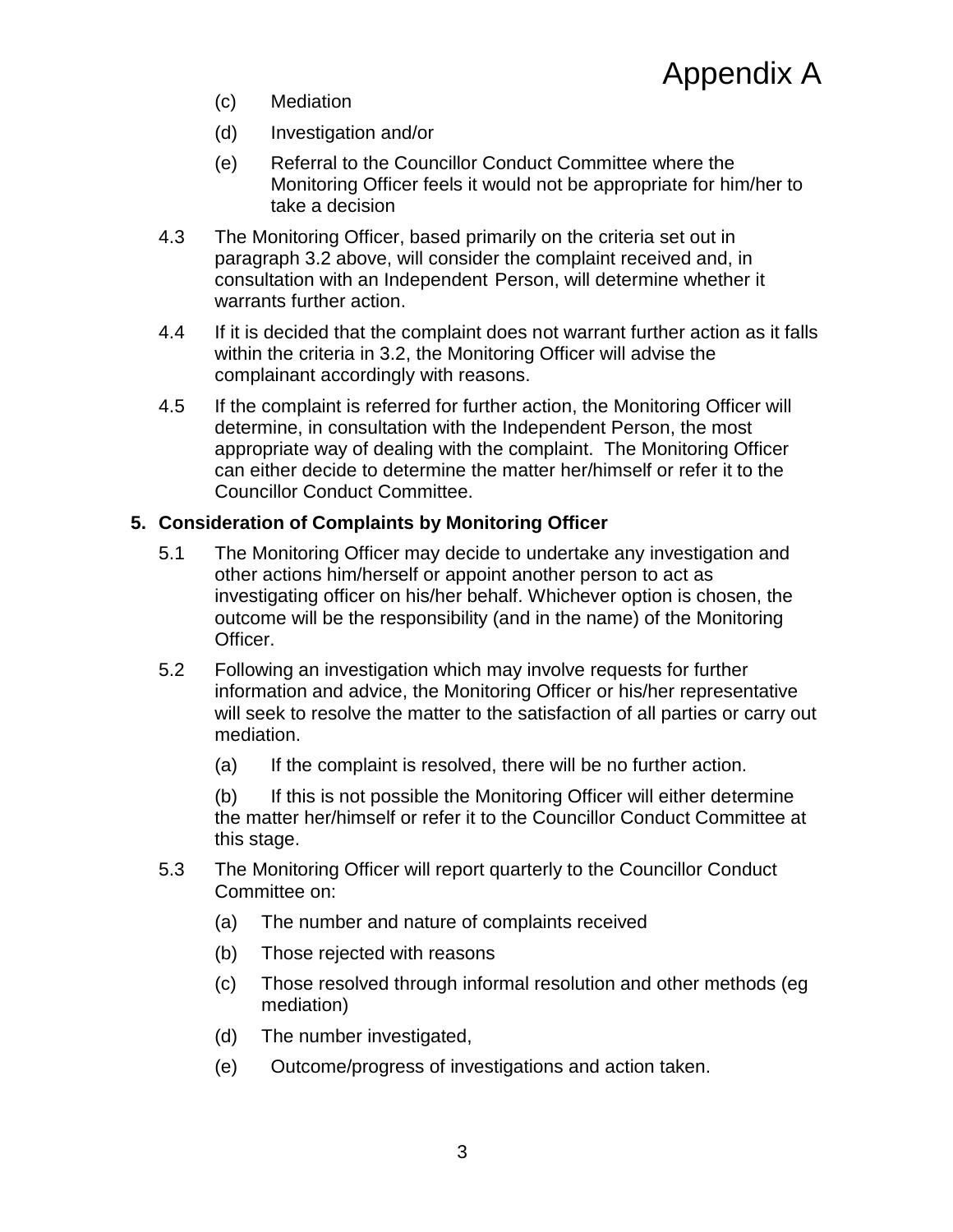Appendix A

(c) Mediation

(d) Investigation and/or

(e) Referral to the Councillor Conduct Committee where the Monitoring Officer feels it would not be appropriate for him/her to take a decision

4.3 The Monitoring Officer, based primarily on the criteria set out in paragraph 3.2 above, will consider the complaint received and, in consultation with an Independent Person, will determine whether it warrants further action.

4.4 If it is decided that the complaint does not warrant further action as it falls within the criteria in 3.2, the Monitoring Officer will advise the complainant accordingly with reasons.

4.5 If the complaint is referred for further action, the Monitoring Officer will determine, in consultation with the Independent Person, the most appropriate way of dealing with the complaint. The Monitoring Officer can either decide to determine the matter her/himself or refer it to the Councillor Conduct Committee.

## 5. Consideration of Complaints by Monitoring Officer

5.1 The Monitoring Officer may decide to undertake any investigation and other actions him/herself or appoint another person to act as investigating officer on his/her behalf. Whichever option is chosen, the outcome will be the responsibility (and in the name) of the Monitoring Officer.

5.2 Following an investigation which may involve requests for further information and advice, the Monitoring Officer or his/her representative will seek to resolve the matter to the satisfaction of all parties or carry out mediation.

(a) If the complaint is resolved, there will be no further action.

(b) If this is not possible the Monitoring Officer will either determine the matter her/himself or refer it to the Councillor Conduct Committee at this stage.

5.3 The Monitoring Officer will report quarterly to the Councillor Conduct Committee on:

(a) The number and nature of complaints received

(b) Those rejected with reasons

(c) Those resolved through informal resolution and other methods (eg mediation)

(d) The number investigated,

(e) Outcome/progress of investigations and action taken.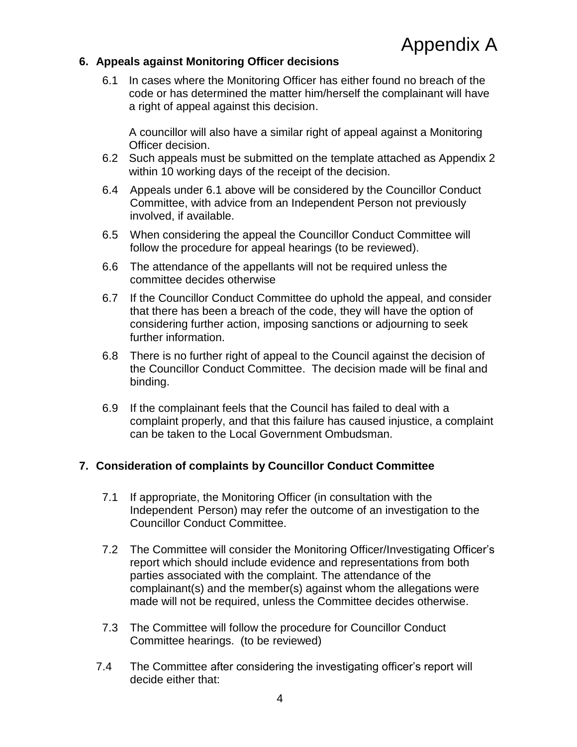Appendix A

## 6. Appeals against Monitoring Officer decisions

6.1 In cases where the Monitoring Officer has either found no breach of the code or has determined the matter him/herself the complainant will have a right of appeal against this decision.

A councillor will also have a similar right of appeal against a Monitoring Officer decision.

6.2 Such appeals must be submitted on the template attached as Appendix 2 within 10 working days of the receipt of the decision.

6.4 Appeals under 6.1 above will be considered by the Councillor Conduct Committee, with advice from an Independent Person not previously involved, if available.

6.5 When considering the appeal the Councillor Conduct Committee will follow the procedure for appeal hearings (to be reviewed).

6.6 The attendance of the appellants will not be required unless the committee decides otherwise

6.7 If the Councillor Conduct Committee do uphold the appeal, and consider that there has been a breach of the code, they will have the option of considering further action, imposing sanctions or adjourning to seek further information.

6.8 There is no further right of appeal to the Council against the decision of the Councillor Conduct Committee. The decision made will be final and binding.

6.9 If the complainant feels that the Council has failed to deal with a complaint properly, and that this failure has caused injustice, a complaint can be taken to the Local Government Ombudsman.

## 7. Consideration of complaints by Councillor Conduct Committee

7.1 If appropriate, the Monitoring Officer (in consultation with the Independent Person) may refer the outcome of an investigation to the Councillor Conduct Committee.

7.2 The Committee will consider the Monitoring Officer/Investigating Officer's report which should include evidence and representations from both parties associated with the complaint. The attendance of the complainant(s) and the member(s) against whom the allegations were made will not be required, unless the Committee decides otherwise.

7.3 The Committee will follow the procedure for Councillor Conduct Committee hearings. (to be reviewed)

7.4 The Committee after considering the investigating officer's report will decide either that: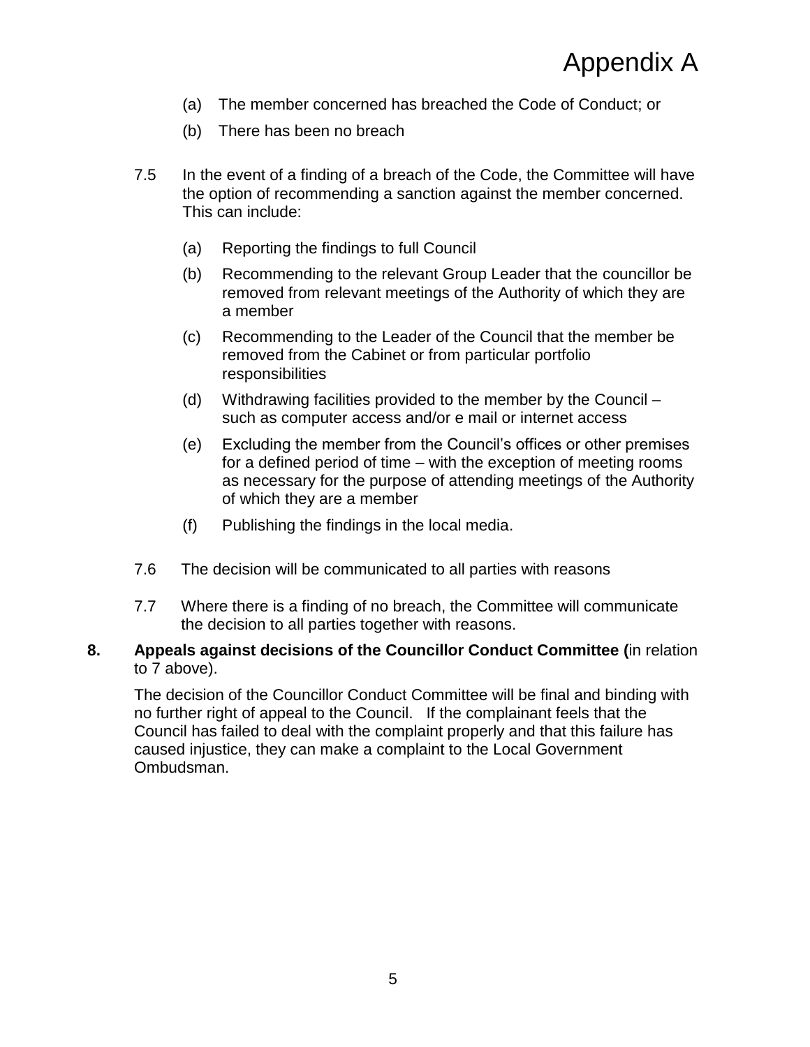Appendix A

(a) The member concerned has breached the Code of Conduct; or

(b) There has been no breach

7.5 In the event of a finding of a breach of the Code, the Committee will have the option of recommending a sanction against the member concerned. This can include:

(a) Reporting the findings to full Council

(b) Recommending to the relevant Group Leader that the councillor be removed from relevant meetings of the Authority of which they are a member

(c) Recommending to the Leader of the Council that the member be removed from the Cabinet or from particular portfolio responsibilities

(d) Withdrawing facilities provided to the member by the Council – such as computer access and/or e mail or internet access

(e) Excluding the member from the Council's offices or other premises for a defined period of time – with the exception of meeting rooms as necessary for the purpose of attending meetings of the Authority of which they are a member

(f) Publishing the findings in the local media.

7.6 The decision will be communicated to all parties with reasons

7.7 Where there is a finding of no breach, the Committee will communicate the decision to all parties together with reasons.

**8. Appeals against decisions of the Councillor Conduct Committee (**in relation to 7 above).

The decision of the Councillor Conduct Committee will be final and binding with no further right of appeal to the Council. If the complainant feels that the Council has failed to deal with the complaint properly and that this failure has caused injustice, they can make a complaint to the Local Government Ombudsman.